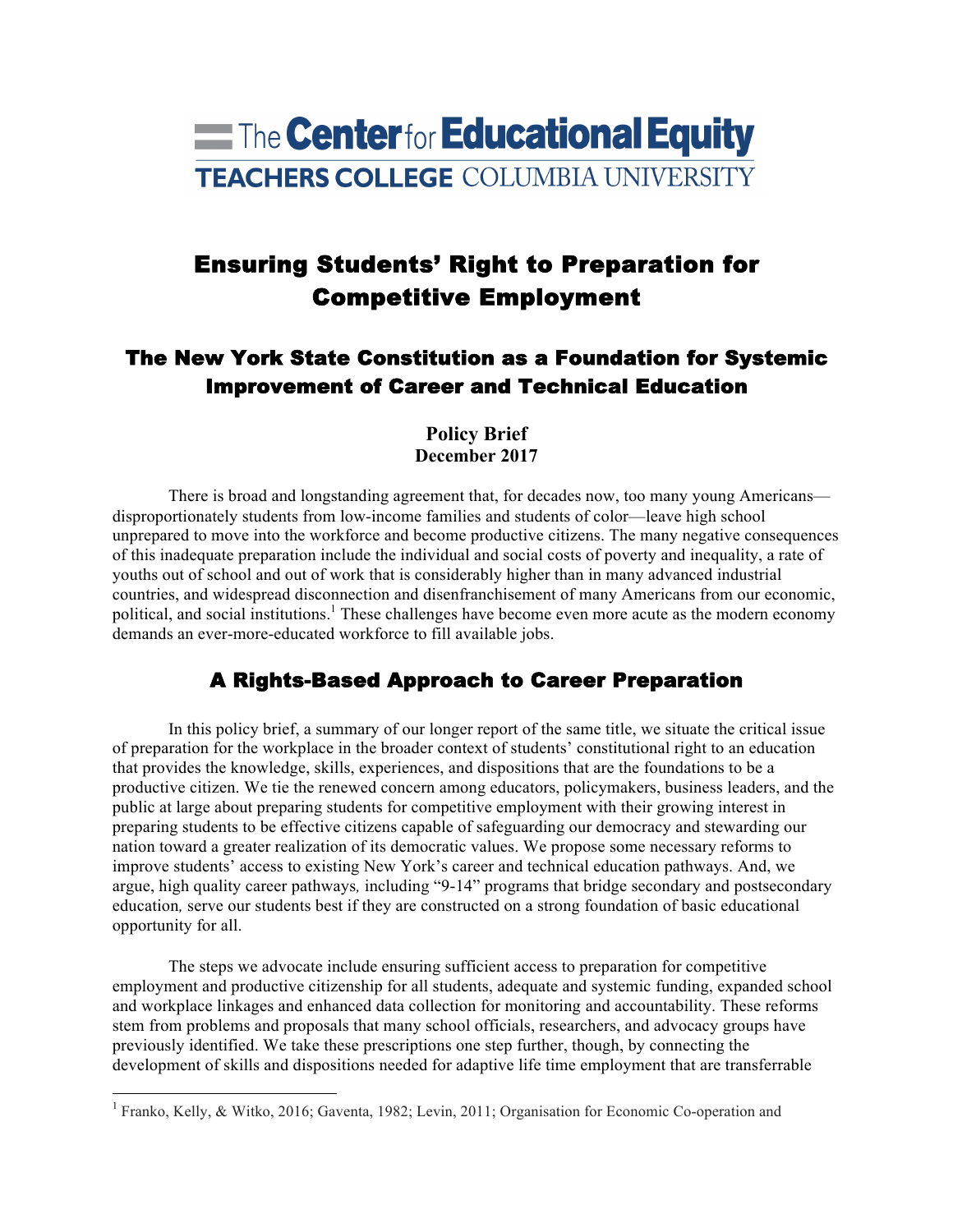The Center for Educational Equity
TEACHERS COLLEGE COLUMBIA UNIVERSITY

# Ensuring Students' Right to Preparation for Competitive Employment

## The New York State Constitution as a Foundation for Systemic Improvement of Career and Technical Education

**Policy Brief**
**December 2017**

There is broad and longstanding agreement that, for decades now, too many young Americans—disproportionately students from low-income families and students of color—leave high school unprepared to move into the workforce and become productive citizens. The many negative consequences of this inadequate preparation include the individual and social costs of poverty and inequality, a rate of youths out of school and out of work that is considerably higher than in many advanced industrial countries, and widespread disconnection and disenfranchisement of many Americans from our economic, political, and social institutions.[1] These challenges have become even more acute as the modern economy demands an ever-more-educated workforce to fill available jobs.

## A Rights-Based Approach to Career Preparation

In this policy brief, a summary of our longer report of the same title, we situate the critical issue of preparation for the workplace in the broader context of students' constitutional right to an education that provides the knowledge, skills, experiences, and dispositions that are the foundations to be a productive citizen. We tie the renewed concern among educators, policymakers, business leaders, and the public at large about preparing students for competitive employment with their growing interest in preparing students to be effective citizens capable of safeguarding our democracy and stewarding our nation toward a greater realization of its democratic values. We propose some necessary reforms to improve students' access to existing New York's career and technical education pathways. And, we argue, high quality career pathways*,* including "9-14" programs that bridge secondary and postsecondary education*,* serve our students best if they are constructed on a strong foundation of basic educational opportunity for all.

The steps we advocate include ensuring sufficient access to preparation for competitive employment and productive citizenship for all students, adequate and systemic funding, expanded school and workplace linkages and enhanced data collection for monitoring and accountability. These reforms stem from problems and proposals that many school officials, researchers, and advocacy groups have previously identified. We take these prescriptions one step further, though, by connecting the development of skills and dispositions needed for adaptive life time employment that are transferrable

[1] Franko, Kelly, & Witko, 2016; Gaventa, 1982; Levin, 2011; Organisation for Economic Co-operation and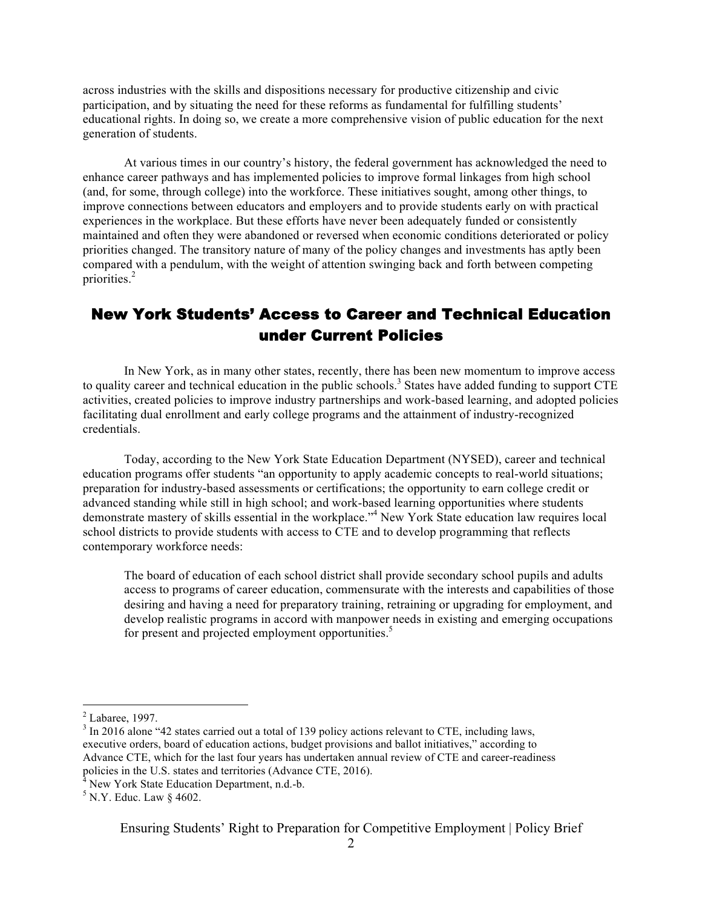across industries with the skills and dispositions necessary for productive citizenship and civic participation, and by situating the need for these reforms as fundamental for fulfilling students' educational rights. In doing so, we create a more comprehensive vision of public education for the next generation of students.

At various times in our country's history, the federal government has acknowledged the need to enhance career pathways and has implemented policies to improve formal linkages from high school (and, for some, through college) into the workforce. These initiatives sought, among other things, to improve connections between educators and employers and to provide students early on with practical experiences in the workplace. But these efforts have never been adequately funded or consistently maintained and often they were abandoned or reversed when economic conditions deteriorated or policy priorities changed. The transitory nature of many of the policy changes and investments has aptly been compared with a pendulum, with the weight of attention swinging back and forth between competing priorities.[2]

## New York Students' Access to Career and Technical Education under Current Policies

In New York, as in many other states, recently, there has been new momentum to improve access to quality career and technical education in the public schools.[3] States have added funding to support CTE activities, created policies to improve industry partnerships and work-based learning, and adopted policies facilitating dual enrollment and early college programs and the attainment of industry-recognized credentials.

Today, according to the New York State Education Department (NYSED), career and technical education programs offer students "an opportunity to apply academic concepts to real-world situations; preparation for industry-based assessments or certifications; the opportunity to earn college credit or advanced standing while still in high school; and work-based learning opportunities where students demonstrate mastery of skills essential in the workplace."[4] New York State education law requires local school districts to provide students with access to CTE and to develop programming that reflects contemporary workforce needs:

> The board of education of each school district shall provide secondary school pupils and adults access to programs of career education, commensurate with the interests and capabilities of those desiring and having a need for preparatory training, retraining or upgrading for employment, and develop realistic programs in accord with manpower needs in existing and emerging occupations for present and projected employment opportunities.[5]

---

[2] Labaree, 1997.

[3] In 2016 alone "42 states carried out a total of 139 policy actions relevant to CTE, including laws, executive orders, board of education actions, budget provisions and ballot initiatives," according to Advance CTE, which for the last four years has undertaken annual review of CTE and career-readiness policies in the U.S. states and territories (Advance CTE, 2016).

[4] New York State Education Department, n.d.-b.

[5] N.Y. Educ. Law § 4602.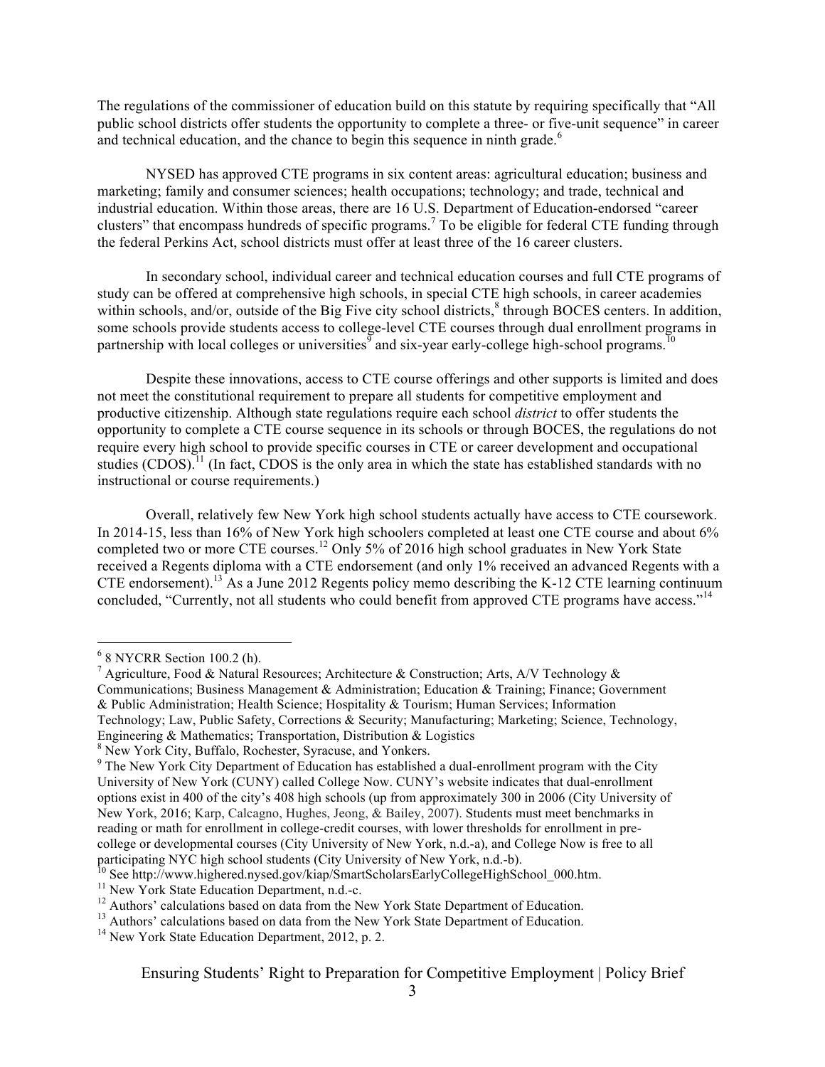The regulations of the commissioner of education build on this statute by requiring specifically that "All public school districts offer students the opportunity to complete a three- or five-unit sequence" in career and technical education, and the chance to begin this sequence in ninth grade.[6]

NYSED has approved CTE programs in six content areas: agricultural education; business and marketing; family and consumer sciences; health occupations; technology; and trade, technical and industrial education. Within those areas, there are 16 U.S. Department of Education-endorsed "career clusters" that encompass hundreds of specific programs.[7] To be eligible for federal CTE funding through the federal Perkins Act, school districts must offer at least three of the 16 career clusters.

In secondary school, individual career and technical education courses and full CTE programs of study can be offered at comprehensive high schools, in special CTE high schools, in career academies within schools, and/or, outside of the Big Five city school districts,[8] through BOCES centers. In addition, some schools provide students access to college-level CTE courses through dual enrollment programs in partnership with local colleges or universities[9] and six-year early-college high-school programs.[10]

Despite these innovations, access to CTE course offerings and other supports is limited and does not meet the constitutional requirement to prepare all students for competitive employment and productive citizenship. Although state regulations require each school *district* to offer students the opportunity to complete a CTE course sequence in its schools or through BOCES, the regulations do not require every high school to provide specific courses in CTE or career development and occupational studies (CDOS).[11] (In fact, CDOS is the only area in which the state has established standards with no instructional or course requirements.)

Overall, relatively few New York high school students actually have access to CTE coursework. In 2014-15, less than 16% of New York high schoolers completed at least one CTE course and about 6% completed two or more CTE courses.[12] Only 5% of 2016 high school graduates in New York State received a Regents diploma with a CTE endorsement (and only 1% received an advanced Regents with a CTE endorsement).[13] As a June 2012 Regents policy memo describing the K-12 CTE learning continuum concluded, "Currently, not all students who could benefit from approved CTE programs have access."[14]

---

[6] 8 NYCRR Section 100.2 (h).

[7] Agriculture, Food & Natural Resources; Architecture & Construction; Arts, A/V Technology & Communications; Business Management & Administration; Education & Training; Finance; Government & Public Administration; Health Science; Hospitality & Tourism; Human Services; Information Technology; Law, Public Safety, Corrections & Security; Manufacturing; Marketing; Science, Technology, Engineering & Mathematics; Transportation, Distribution & Logistics

[8] New York City, Buffalo, Rochester, Syracuse, and Yonkers.

[9] The New York City Department of Education has established a dual-enrollment program with the City University of New York (CUNY) called College Now. CUNY's website indicates that dual-enrollment options exist in 400 of the city's 408 high schools (up from approximately 300 in 2006 (City University of New York, 2016; Karp, Calcagno, Hughes, Jeong, & Bailey, 2007). Students must meet benchmarks in reading or math for enrollment in college-credit courses, with lower thresholds for enrollment in pre-college or developmental courses (City University of New York, n.d.-a), and College Now is free to all participating NYC high school students (City University of New York, n.d.-b).

[10] See http://www.highered.nysed.gov/kiap/SmartScholarsEarlyCollegeHighSchool_000.htm.

[11] New York State Education Department, n.d.-c.

[12] Authors' calculations based on data from the New York State Department of Education.

[13] Authors' calculations based on data from the New York State Department of Education.

[14] New York State Education Department, 2012, p. 2.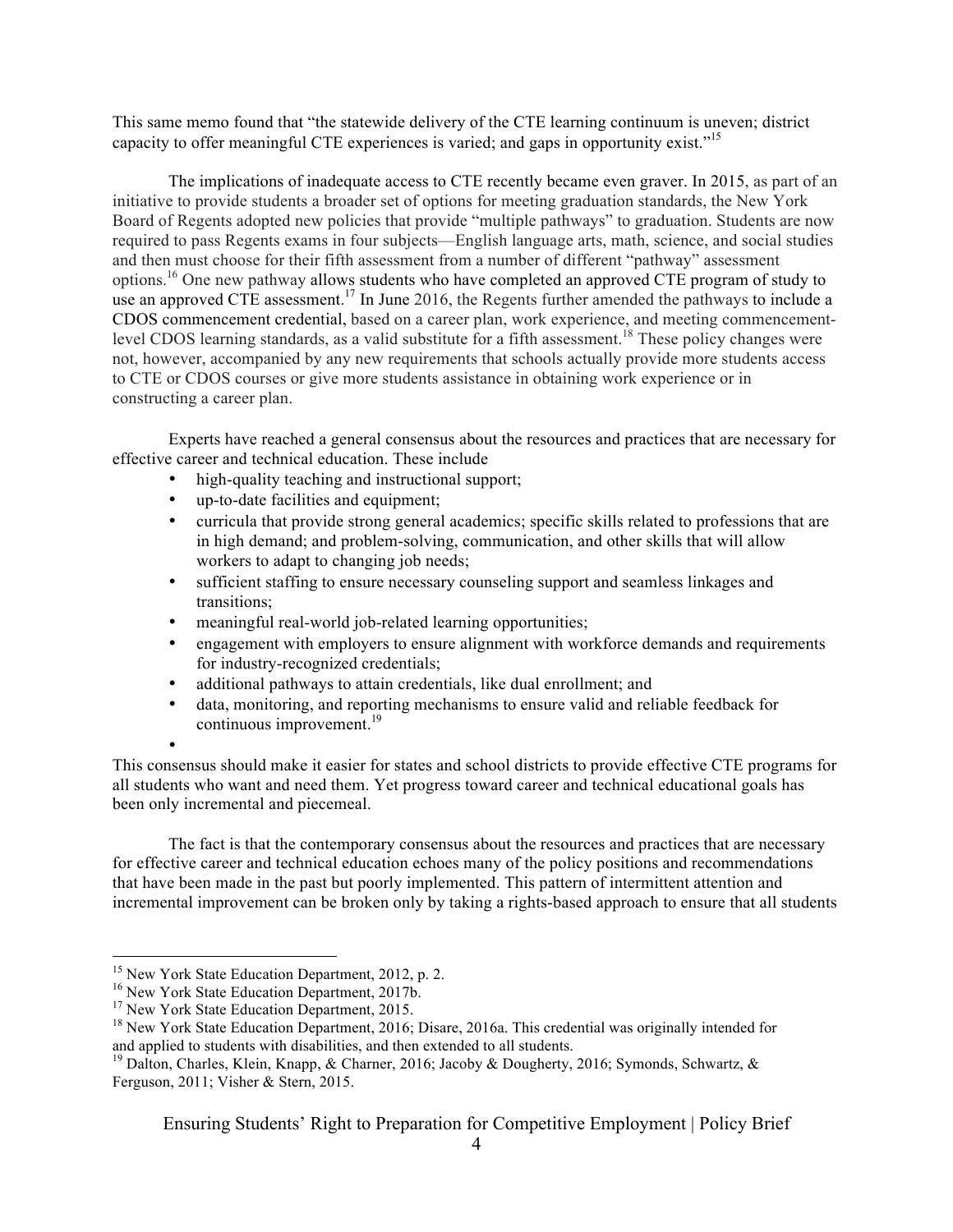This same memo found that "the statewide delivery of the CTE learning continuum is uneven; district capacity to offer meaningful CTE experiences is varied; and gaps in opportunity exist."[15]

The implications of inadequate access to CTE recently became even graver. In 2015, as part of an initiative to provide students a broader set of options for meeting graduation standards, the New York Board of Regents adopted new policies that provide "multiple pathways" to graduation. Students are now required to pass Regents exams in four subjects—English language arts, math, science, and social studies and then must choose for their fifth assessment from a number of different "pathway" assessment options.[16] One new pathway allows students who have completed an approved CTE program of study to use an approved CTE assessment.[17] In June 2016, the Regents further amended the pathways to include a CDOS commencement credential, based on a career plan, work experience, and meeting commencement-level CDOS learning standards, as a valid substitute for a fifth assessment.[18] These policy changes were not, however, accompanied by any new requirements that schools actually provide more students access to CTE or CDOS courses or give more students assistance in obtaining work experience or in constructing a career plan.

Experts have reached a general consensus about the resources and practices that are necessary for effective career and technical education. These include

- high-quality teaching and instructional support;
- up-to-date facilities and equipment;
- curricula that provide strong general academics; specific skills related to professions that are in high demand; and problem-solving, communication, and other skills that will allow workers to adapt to changing job needs;
- sufficient staffing to ensure necessary counseling support and seamless linkages and transitions;
- meaningful real-world job-related learning opportunities;
- engagement with employers to ensure alignment with workforce demands and requirements for industry-recognized credentials;
- additional pathways to attain credentials, like dual enrollment; and
- data, monitoring, and reporting mechanisms to ensure valid and reliable feedback for continuous improvement.[19]

This consensus should make it easier for states and school districts to provide effective CTE programs for all students who want and need them. Yet progress toward career and technical educational goals has been only incremental and piecemeal.

The fact is that the contemporary consensus about the resources and practices that are necessary for effective career and technical education echoes many of the policy positions and recommendations that have been made in the past but poorly implemented. This pattern of intermittent attention and incremental improvement can be broken only by taking a rights-based approach to ensure that all students

---

[15] New York State Education Department, 2012, p. 2.

[16] New York State Education Department, 2017b.

[17] New York State Education Department, 2015.

[18] New York State Education Department, 2016; Disare, 2016a. This credential was originally intended for and applied to students with disabilities, and then extended to all students.

[19] Dalton, Charles, Klein, Knapp, & Charner, 2016; Jacoby & Dougherty, 2016; Symonds, Schwartz, & Ferguson, 2011; Visher & Stern, 2015.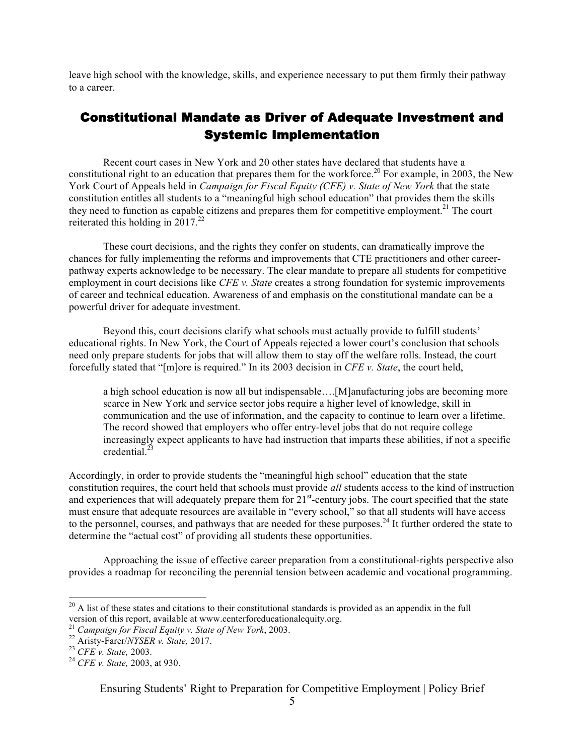leave high school with the knowledge, skills, and experience necessary to put them firmly their pathway to a career.

## Constitutional Mandate as Driver of Adequate Investment and Systemic Implementation

Recent court cases in New York and 20 other states have declared that students have a constitutional right to an education that prepares them for the workforce.[20] For example, in 2003, the New York Court of Appeals held in *Campaign for Fiscal Equity (CFE) v. State of New York* that the state constitution entitles all students to a "meaningful high school education" that provides them the skills they need to function as capable citizens and prepares them for competitive employment.[21] The court reiterated this holding in 2017.[22]

These court decisions, and the rights they confer on students, can dramatically improve the chances for fully implementing the reforms and improvements that CTE practitioners and other career-pathway experts acknowledge to be necessary. The clear mandate to prepare all students for competitive employment in court decisions like *CFE v. State* creates a strong foundation for systemic improvements of career and technical education. Awareness of and emphasis on the constitutional mandate can be a powerful driver for adequate investment.

Beyond this, court decisions clarify what schools must actually provide to fulfill students' educational rights. In New York, the Court of Appeals rejected a lower court's conclusion that schools need only prepare students for jobs that will allow them to stay off the welfare rolls. Instead, the court forcefully stated that "[m]ore is required." In its 2003 decision in *CFE v. State*, the court held,

> a high school education is now all but indispensable….[M]anufacturing jobs are becoming more scarce in New York and service sector jobs require a higher level of knowledge, skill in communication and the use of information, and the capacity to continue to learn over a lifetime. The record showed that employers who offer entry-level jobs that do not require college increasingly expect applicants to have had instruction that imparts these abilities, if not a specific credential.[23]

Accordingly, in order to provide students the "meaningful high school" education that the state constitution requires, the court held that schools must provide *all* students access to the kind of instruction and experiences that will adequately prepare them for 21st-century jobs. The court specified that the state must ensure that adequate resources are available in "every school," so that all students will have access to the personnel, courses, and pathways that are needed for these purposes.[24] It further ordered the state to determine the "actual cost" of providing all students these opportunities.

Approaching the issue of effective career preparation from a constitutional-rights perspective also provides a roadmap for reconciling the perennial tension between academic and vocational programming.

---

[20] A list of these states and citations to their constitutional standards is provided as an appendix in the full version of this report, available at www.centerforeducationalequity.org.

[21] *Campaign for Fiscal Equity v. State of New York*, 2003.

[22] Aristy-Farer/*NYSER v. State,* 2017.

[23] *CFE v. State,* 2003.

[24] *CFE v. State,* 2003, at 930.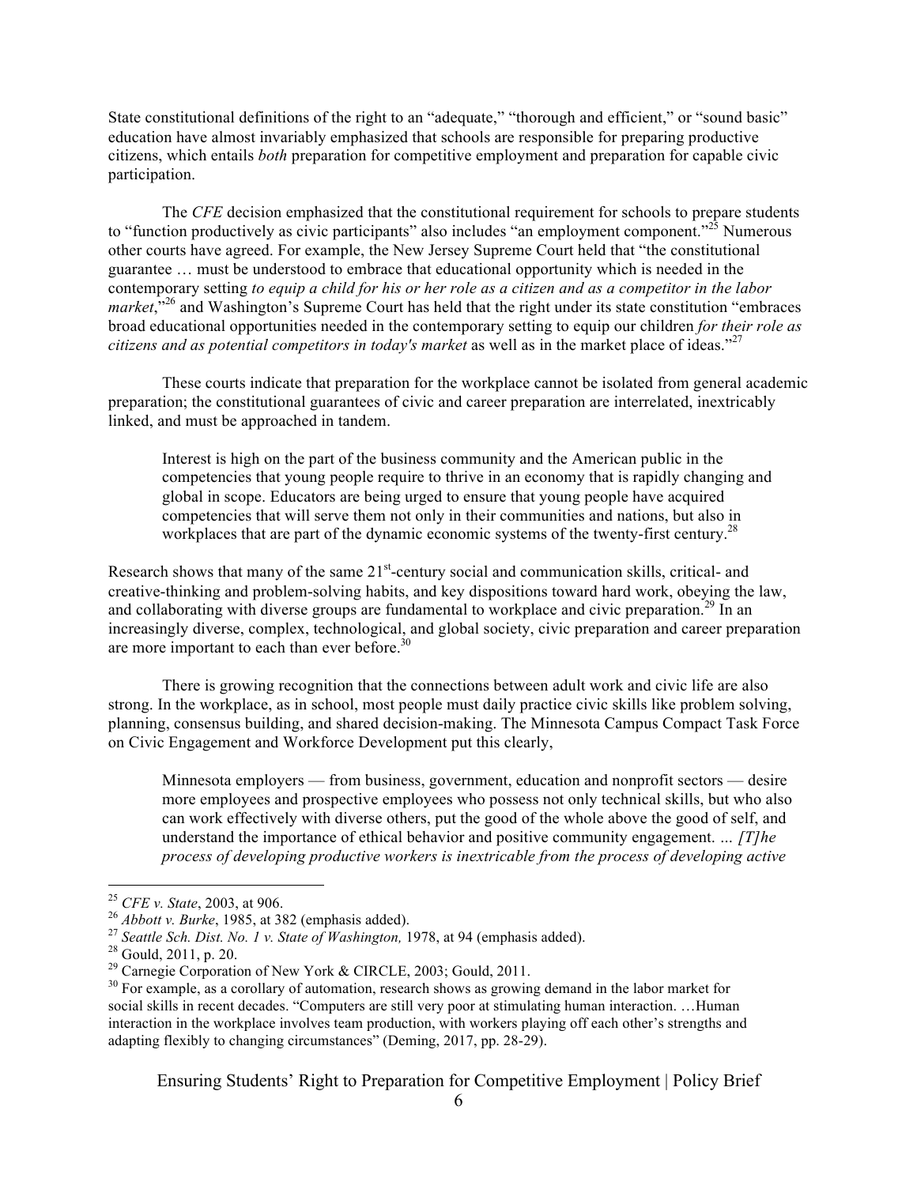State constitutional definitions of the right to an "adequate," "thorough and efficient," or "sound basic" education have almost invariably emphasized that schools are responsible for preparing productive citizens, which entails *both* preparation for competitive employment and preparation for capable civic participation.

The *CFE* decision emphasized that the constitutional requirement for schools to prepare students to "function productively as civic participants" also includes "an employment component."[25] Numerous other courts have agreed. For example, the New Jersey Supreme Court held that "the constitutional guarantee … must be understood to embrace that educational opportunity which is needed in the contemporary setting *to equip a child for his or her role as a citizen and as a competitor in the labor market*,"[26] and Washington's Supreme Court has held that the right under its state constitution "embraces broad educational opportunities needed in the contemporary setting to equip our children *for their role as citizens and as potential competitors in today's market* as well as in the market place of ideas."[27]

These courts indicate that preparation for the workplace cannot be isolated from general academic preparation; the constitutional guarantees of civic and career preparation are interrelated, inextricably linked, and must be approached in tandem.

> Interest is high on the part of the business community and the American public in the competencies that young people require to thrive in an economy that is rapidly changing and global in scope. Educators are being urged to ensure that young people have acquired competencies that will serve them not only in their communities and nations, but also in workplaces that are part of the dynamic economic systems of the twenty-first century.[28]

Research shows that many of the same 21st-century social and communication skills, critical- and creative-thinking and problem-solving habits, and key dispositions toward hard work, obeying the law, and collaborating with diverse groups are fundamental to workplace and civic preparation.[29] In an increasingly diverse, complex, technological, and global society, civic preparation and career preparation are more important to each than ever before.[30]

There is growing recognition that the connections between adult work and civic life are also strong. In the workplace, as in school, most people must daily practice civic skills like problem solving, planning, consensus building, and shared decision-making. The Minnesota Campus Compact Task Force on Civic Engagement and Workforce Development put this clearly,

> Minnesota employers — from business, government, education and nonprofit sectors — desire more employees and prospective employees who possess not only technical skills, but who also can work effectively with diverse others, put the good of the whole above the good of self, and understand the importance of ethical behavior and positive community engagement. *… [T]he process of developing productive workers is inextricable from the process of developing active*

---

[25] *CFE v. State*, 2003, at 906.

[26] *Abbott v. Burke*, 1985, at 382 (emphasis added).

[27] *Seattle Sch. Dist. No. 1 v. State of Washington,* 1978, at 94 (emphasis added).

[28] Gould, 2011, p. 20.

[29] Carnegie Corporation of New York & CIRCLE, 2003; Gould, 2011.

[30] For example, as a corollary of automation, research shows as growing demand in the labor market for social skills in recent decades. "Computers are still very poor at stimulating human interaction. …Human interaction in the workplace involves team production, with workers playing off each other's strengths and adapting flexibly to changing circumstances" (Deming, 2017, pp. 28-29).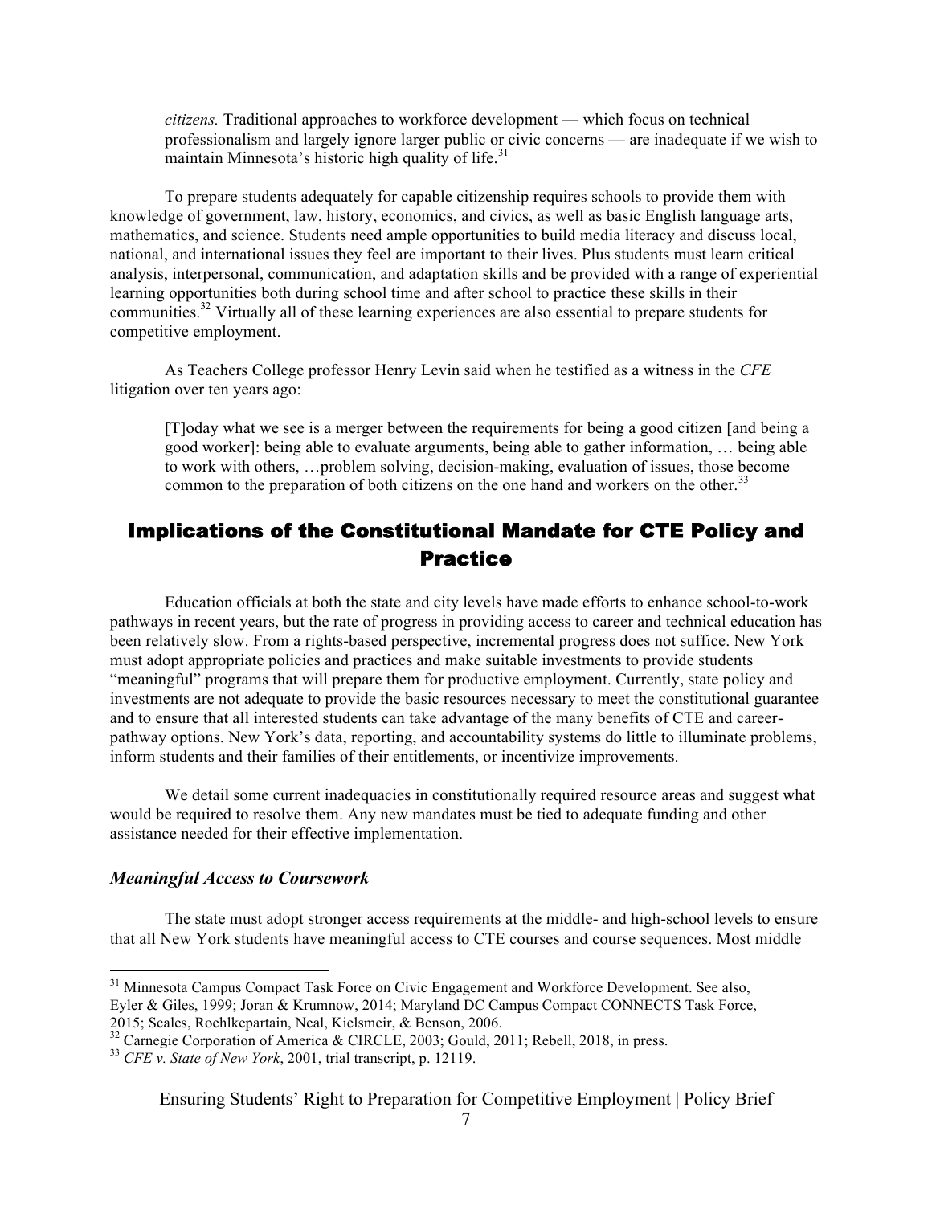> *citizens.* Traditional approaches to workforce development — which focus on technical professionalism and largely ignore larger public or civic concerns — are inadequate if we wish to maintain Minnesota's historic high quality of life.[31]

To prepare students adequately for capable citizenship requires schools to provide them with knowledge of government, law, history, economics, and civics, as well as basic English language arts, mathematics, and science. Students need ample opportunities to build media literacy and discuss local, national, and international issues they feel are important to their lives. Plus students must learn critical analysis, interpersonal, communication, and adaptation skills and be provided with a range of experiential learning opportunities both during school time and after school to practice these skills in their communities.[32] Virtually all of these learning experiences are also essential to prepare students for competitive employment.

As Teachers College professor Henry Levin said when he testified as a witness in the *CFE* litigation over ten years ago:

> [T]oday what we see is a merger between the requirements for being a good citizen [and being a good worker]: being able to evaluate arguments, being able to gather information, … being able to work with others, …problem solving, decision-making, evaluation of issues, those become common to the preparation of both citizens on the one hand and workers on the other.[33]

## Implications of the Constitutional Mandate for CTE Policy and Practice

Education officials at both the state and city levels have made efforts to enhance school-to-work pathways in recent years, but the rate of progress in providing access to career and technical education has been relatively slow. From a rights-based perspective, incremental progress does not suffice. New York must adopt appropriate policies and practices and make suitable investments to provide students "meaningful" programs that will prepare them for productive employment. Currently, state policy and investments are not adequate to provide the basic resources necessary to meet the constitutional guarantee and to ensure that all interested students can take advantage of the many benefits of CTE and career-pathway options. New York's data, reporting, and accountability systems do little to illuminate problems, inform students and their families of their entitlements, or incentivize improvements.

We detail some current inadequacies in constitutionally required resource areas and suggest what would be required to resolve them. Any new mandates must be tied to adequate funding and other assistance needed for their effective implementation.

### *Meaningful Access to Coursework*

The state must adopt stronger access requirements at the middle- and high-school levels to ensure that all New York students have meaningful access to CTE courses and course sequences. Most middle

---

[31] Minnesota Campus Compact Task Force on Civic Engagement and Workforce Development. See also, Eyler & Giles, 1999; Joran & Krumnow, 2014; Maryland DC Campus Compact CONNECTS Task Force, 2015; Scales, Roehlkepartain, Neal, Kielsmeir, & Benson, 2006.

[32] Carnegie Corporation of America & CIRCLE, 2003; Gould, 2011; Rebell, 2018, in press.

[33] *CFE v. State of New York*, 2001, trial transcript, p. 12119.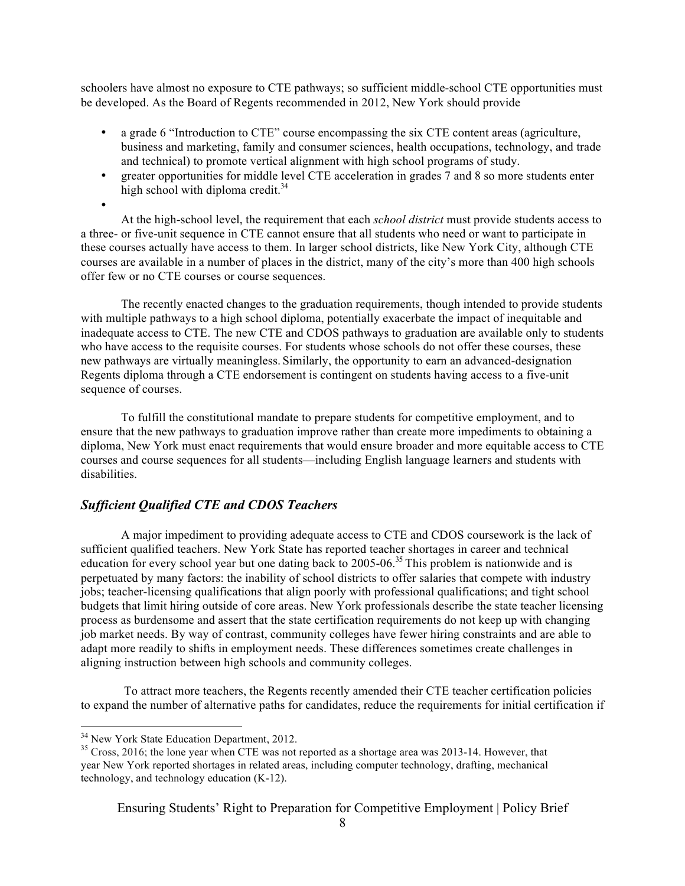schoolers have almost no exposure to CTE pathways; so sufficient middle-school CTE opportunities must be developed. As the Board of Regents recommended in 2012, New York should provide

- a grade 6 "Introduction to CTE" course encompassing the six CTE content areas (agriculture, business and marketing, family and consumer sciences, health occupations, technology, and trade and technical) to promote vertical alignment with high school programs of study.
- greater opportunities for middle level CTE acceleration in grades 7 and 8 so more students enter high school with diploma credit.[34]

At the high-school level, the requirement that each *school district* must provide students access to a three- or five-unit sequence in CTE cannot ensure that all students who need or want to participate in these courses actually have access to them. In larger school districts, like New York City, although CTE courses are available in a number of places in the district, many of the city's more than 400 high schools offer few or no CTE courses or course sequences.

The recently enacted changes to the graduation requirements, though intended to provide students with multiple pathways to a high school diploma, potentially exacerbate the impact of inequitable and inadequate access to CTE. The new CTE and CDOS pathways to graduation are available only to students who have access to the requisite courses. For students whose schools do not offer these courses, these new pathways are virtually meaningless. Similarly, the opportunity to earn an advanced-designation Regents diploma through a CTE endorsement is contingent on students having access to a five-unit sequence of courses.

To fulfill the constitutional mandate to prepare students for competitive employment, and to ensure that the new pathways to graduation improve rather than create more impediments to obtaining a diploma, New York must enact requirements that would ensure broader and more equitable access to CTE courses and course sequences for all students—including English language learners and students with disabilities.

### *Sufficient Qualified CTE and CDOS Teachers*

A major impediment to providing adequate access to CTE and CDOS coursework is the lack of sufficient qualified teachers. New York State has reported teacher shortages in career and technical education for every school year but one dating back to 2005-06.[35] This problem is nationwide and is perpetuated by many factors: the inability of school districts to offer salaries that compete with industry jobs; teacher-licensing qualifications that align poorly with professional qualifications; and tight school budgets that limit hiring outside of core areas. New York professionals describe the state teacher licensing process as burdensome and assert that the state certification requirements do not keep up with changing job market needs. By way of contrast, community colleges have fewer hiring constraints and are able to adapt more readily to shifts in employment needs. These differences sometimes create challenges in aligning instruction between high schools and community colleges.

To attract more teachers, the Regents recently amended their CTE teacher certification policies to expand the number of alternative paths for candidates, reduce the requirements for initial certification if

---

[34] New York State Education Department, 2012.

[35] Cross, 2016; the lone year when CTE was not reported as a shortage area was 2013-14. However, that year New York reported shortages in related areas, including computer technology, drafting, mechanical technology, and technology education (K-12).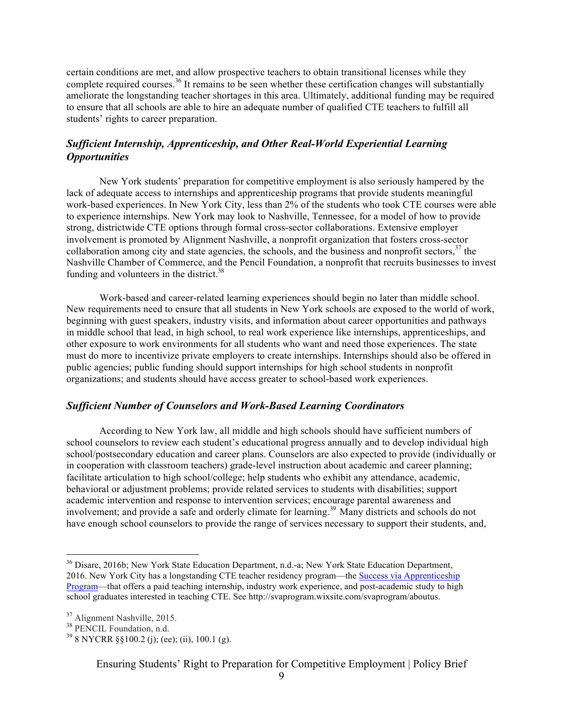certain conditions are met, and allow prospective teachers to obtain transitional licenses while they complete required courses.[36] It remains to be seen whether these certification changes will substantially ameliorate the longstanding teacher shortages in this area. Ultimately, additional funding may be required to ensure that all schools are able to hire an adequate number of qualified CTE teachers to fulfill all students' rights to career preparation.

### *Sufficient Internship, Apprenticeship, and Other Real-World Experiential Learning Opportunities*

New York students' preparation for competitive employment is also seriously hampered by the lack of adequate access to internships and apprenticeship programs that provide students meaningful work-based experiences. In New York City, less than 2% of the students who took CTE courses were able to experience internships. New York may look to Nashville, Tennessee, for a model of how to provide strong, districtwide CTE options through formal cross-sector collaborations. Extensive employer involvement is promoted by Alignment Nashville, a nonprofit organization that fosters cross-sector collaboration among city and state agencies, the schools, and the business and nonprofit sectors,[37] the Nashville Chamber of Commerce, and the Pencil Foundation, a nonprofit that recruits businesses to invest funding and volunteers in the district.[38]

Work-based and career-related learning experiences should begin no later than middle school. New requirements need to ensure that all students in New York schools are exposed to the world of work, beginning with guest speakers, industry visits, and information about career opportunities and pathways in middle school that lead, in high school, to real work experience like internships, apprenticeships, and other exposure to work environments for all students who want and need those experiences. The state must do more to incentivize private employers to create internships. Internships should also be offered in public agencies; public funding should support internships for high school students in nonprofit organizations; and students should have access greater to school-based work experiences.

### *Sufficient Number of Counselors and Work-Based Learning Coordinators*

According to New York law, all middle and high schools should have sufficient numbers of school counselors to review each student's educational progress annually and to develop individual high school/postsecondary education and career plans. Counselors are also expected to provide (individually or in cooperation with classroom teachers) grade-level instruction about academic and career planning; facilitate articulation to high school/college; help students who exhibit any attendance, academic, behavioral or adjustment problems; provide related services to students with disabilities; support academic intervention and response to intervention services; encourage parental awareness and involvement; and provide a safe and orderly climate for learning.[39] Many districts and schools do not have enough school counselors to provide the range of services necessary to support their students, and,

---

[36] Disare, 2016b; New York State Education Department, n.d.-a; New York State Education Department, 2016. New York City has a longstanding CTE teacher residency program—the Success via Apprenticeship Program—that offers a paid teaching internship, industry work experience, and post-academic study to high school graduates interested in teaching CTE. See http://svaprogram.wixsite.com/svaprogram/aboutus.

[37] Alignment Nashville, 2015.

[38] PENCIL Foundation, n.d.

[39] 8 NYCRR §§100.2 (j); (ee); (ii), 100.1 (g).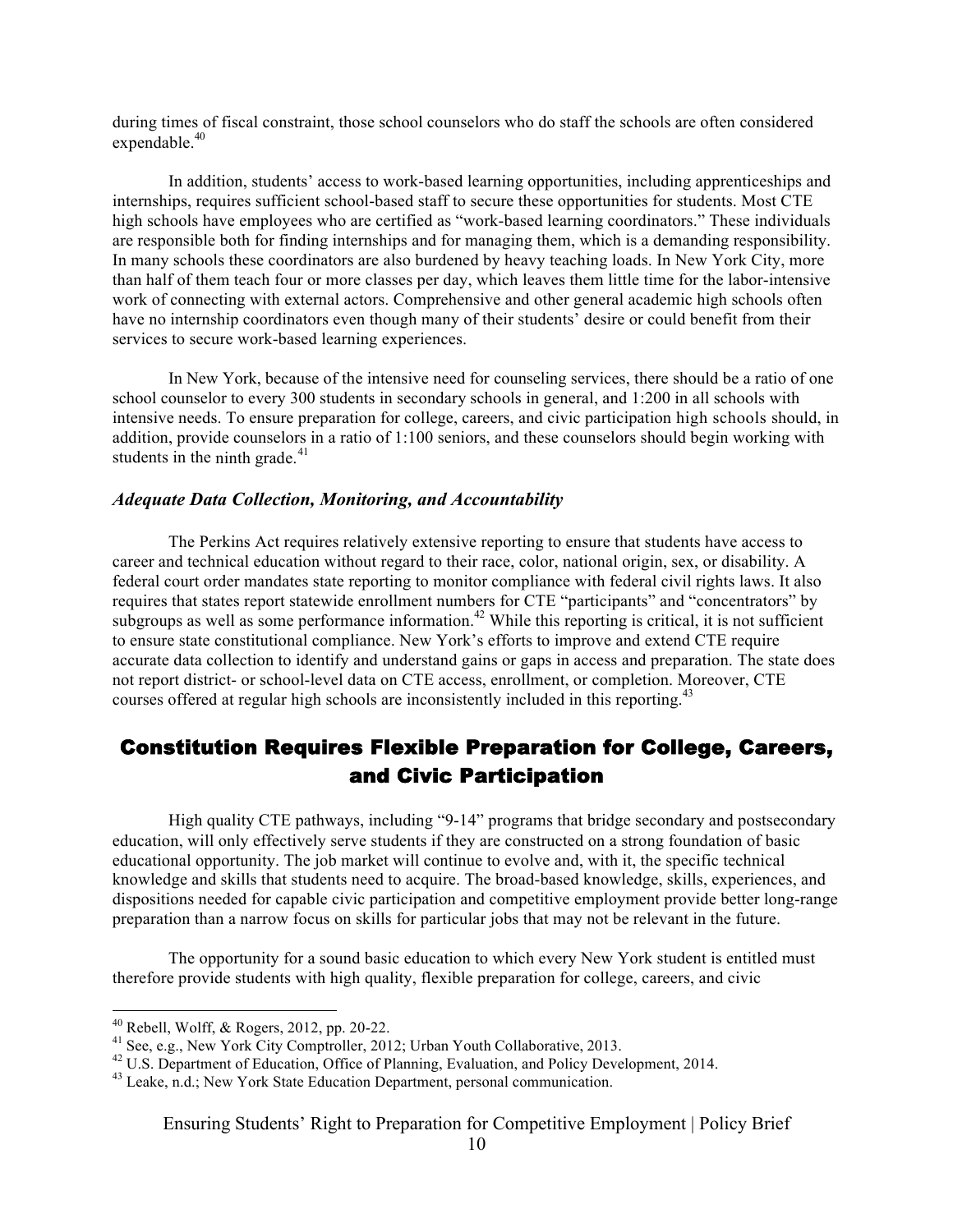during times of fiscal constraint, those school counselors who do staff the schools are often considered expendable.[40]

In addition, students' access to work-based learning opportunities, including apprenticeships and internships, requires sufficient school-based staff to secure these opportunities for students. Most CTE high schools have employees who are certified as "work-based learning coordinators." These individuals are responsible both for finding internships and for managing them, which is a demanding responsibility. In many schools these coordinators are also burdened by heavy teaching loads. In New York City, more than half of them teach four or more classes per day, which leaves them little time for the labor-intensive work of connecting with external actors. Comprehensive and other general academic high schools often have no internship coordinators even though many of their students' desire or could benefit from their services to secure work-based learning experiences.

In New York, because of the intensive need for counseling services, there should be a ratio of one school counselor to every 300 students in secondary schools in general, and 1:200 in all schools with intensive needs. To ensure preparation for college, careers, and civic participation high schools should, in addition, provide counselors in a ratio of 1:100 seniors, and these counselors should begin working with students in the ninth grade.[41]

### *Adequate Data Collection, Monitoring, and Accountability*

The Perkins Act requires relatively extensive reporting to ensure that students have access to career and technical education without regard to their race, color, national origin, sex, or disability. A federal court order mandates state reporting to monitor compliance with federal civil rights laws. It also requires that states report statewide enrollment numbers for CTE "participants" and "concentrators" by subgroups as well as some performance information.[42] While this reporting is critical, it is not sufficient to ensure state constitutional compliance. New York's efforts to improve and extend CTE require accurate data collection to identify and understand gains or gaps in access and preparation. The state does not report district- or school-level data on CTE access, enrollment, or completion. Moreover, CTE courses offered at regular high schools are inconsistently included in this reporting.[43]

## Constitution Requires Flexible Preparation for College, Careers, and Civic Participation

High quality CTE pathways, including "9-14" programs that bridge secondary and postsecondary education, will only effectively serve students if they are constructed on a strong foundation of basic educational opportunity. The job market will continue to evolve and, with it, the specific technical knowledge and skills that students need to acquire. The broad-based knowledge, skills, experiences, and dispositions needed for capable civic participation and competitive employment provide better long-range preparation than a narrow focus on skills for particular jobs that may not be relevant in the future.

The opportunity for a sound basic education to which every New York student is entitled must therefore provide students with high quality, flexible preparation for college, careers, and civic

---

[40] Rebell, Wolff, & Rogers, 2012, pp. 20-22.

[41] See, e.g., New York City Comptroller, 2012; Urban Youth Collaborative, 2013.

[42] U.S. Department of Education, Office of Planning, Evaluation, and Policy Development, 2014.

[43] Leake, n.d.; New York State Education Department, personal communication.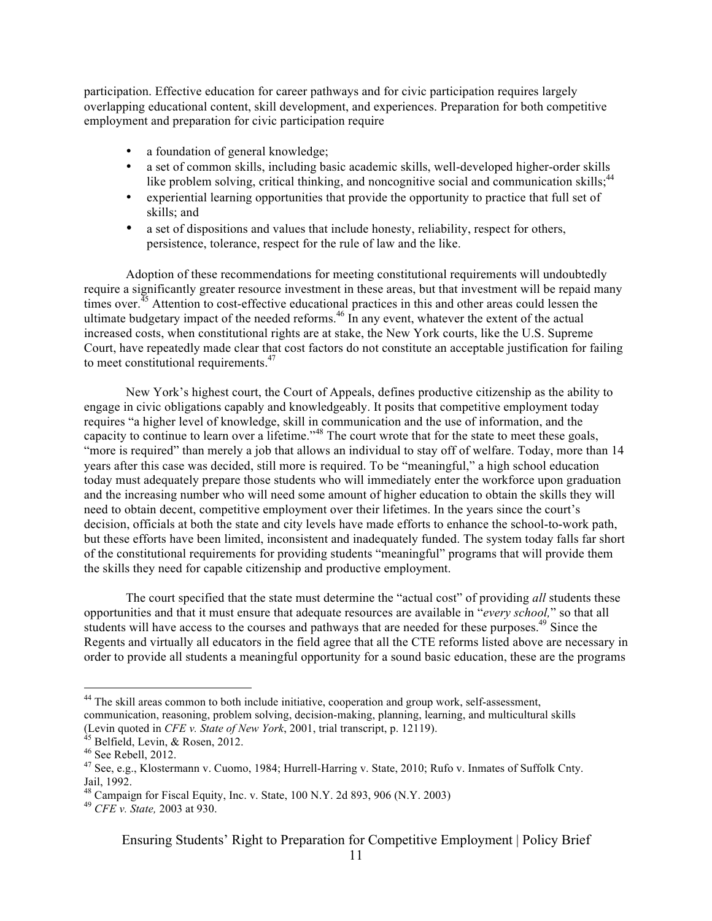participation. Effective education for career pathways and for civic participation requires largely overlapping educational content, skill development, and experiences. Preparation for both competitive employment and preparation for civic participation require

- a foundation of general knowledge;
- a set of common skills, including basic academic skills, well-developed higher-order skills like problem solving, critical thinking, and noncognitive social and communication skills;[44]
- experiential learning opportunities that provide the opportunity to practice that full set of skills; and
- a set of dispositions and values that include honesty, reliability, respect for others, persistence, tolerance, respect for the rule of law and the like.

Adoption of these recommendations for meeting constitutional requirements will undoubtedly require a significantly greater resource investment in these areas, but that investment will be repaid many times over.[45] Attention to cost-effective educational practices in this and other areas could lessen the ultimate budgetary impact of the needed reforms.[46] In any event, whatever the extent of the actual increased costs, when constitutional rights are at stake, the New York courts, like the U.S. Supreme Court, have repeatedly made clear that cost factors do not constitute an acceptable justification for failing to meet constitutional requirements.[47]

New York's highest court, the Court of Appeals, defines productive citizenship as the ability to engage in civic obligations capably and knowledgeably. It posits that competitive employment today requires "a higher level of knowledge, skill in communication and the use of information, and the capacity to continue to learn over a lifetime."[48] The court wrote that for the state to meet these goals, "more is required" than merely a job that allows an individual to stay off of welfare. Today, more than 14 years after this case was decided, still more is required. To be "meaningful," a high school education today must adequately prepare those students who will immediately enter the workforce upon graduation and the increasing number who will need some amount of higher education to obtain the skills they will need to obtain decent, competitive employment over their lifetimes. In the years since the court's decision, officials at both the state and city levels have made efforts to enhance the school-to-work path, but these efforts have been limited, inconsistent and inadequately funded. The system today falls far short of the constitutional requirements for providing students "meaningful" programs that will provide them the skills they need for capable citizenship and productive employment.

The court specified that the state must determine the "actual cost" of providing *all* students these opportunities and that it must ensure that adequate resources are available in "*every school,*" so that all students will have access to the courses and pathways that are needed for these purposes.[49] Since the Regents and virtually all educators in the field agree that all the CTE reforms listed above are necessary in order to provide all students a meaningful opportunity for a sound basic education, these are the programs

---

[44] The skill areas common to both include initiative, cooperation and group work, self-assessment, communication, reasoning, problem solving, decision-making, planning, learning, and multicultural skills (Levin quoted in *CFE v. State of New York*, 2001, trial transcript, p. 12119).

[45] Belfield, Levin, & Rosen, 2012.

[46] See Rebell, 2012.

[47] See, e.g., Klostermann v. Cuomo, 1984; Hurrell-Harring v. State, 2010; Rufo v. Inmates of Suffolk Cnty. Jail, 1992.

[48] Campaign for Fiscal Equity, Inc. v. State, 100 N.Y. 2d 893, 906 (N.Y. 2003)

[49] *CFE v. State,* 2003 at 930.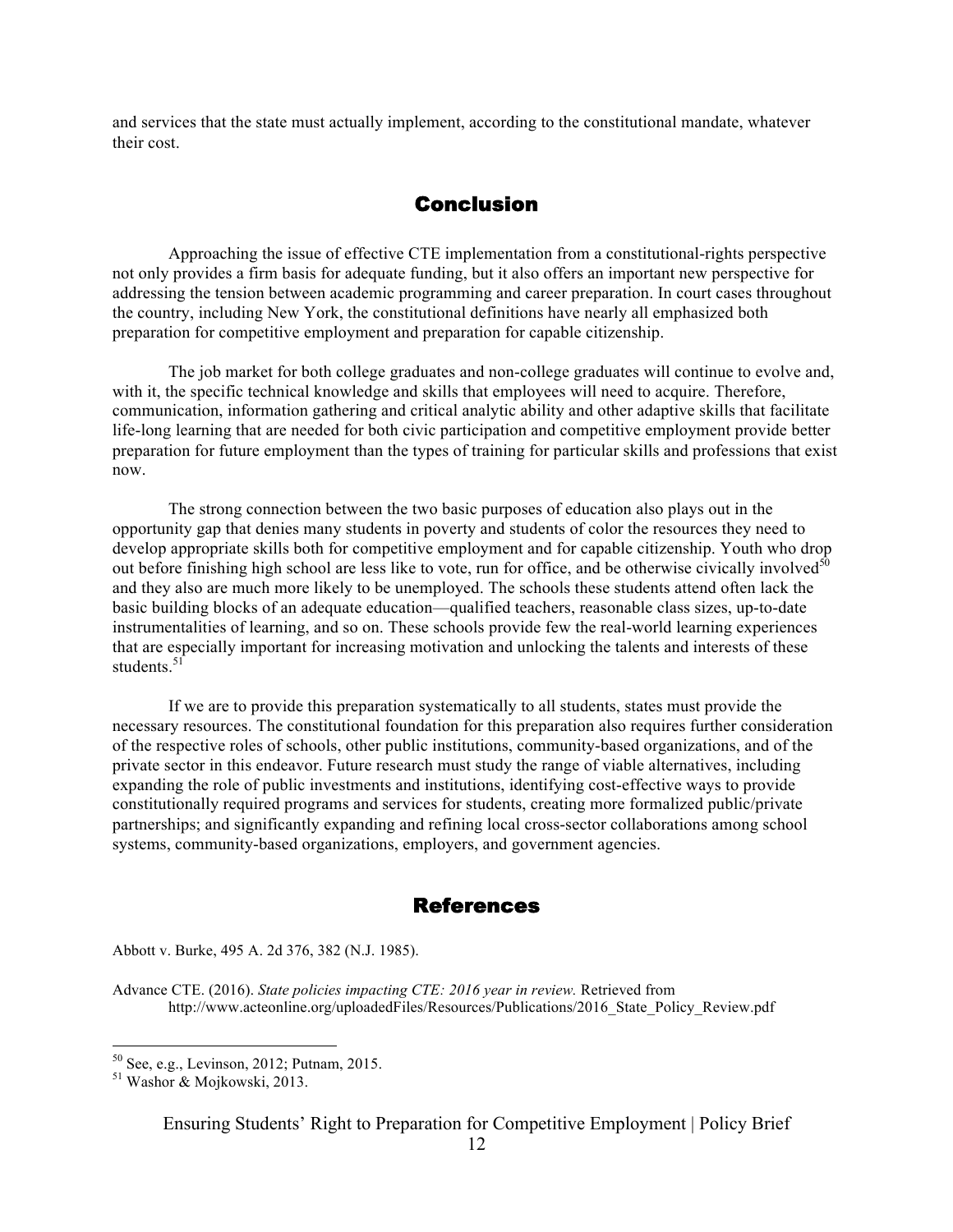and services that the state must actually implement, according to the constitutional mandate, whatever their cost.

## Conclusion

Approaching the issue of effective CTE implementation from a constitutional-rights perspective not only provides a firm basis for adequate funding, but it also offers an important new perspective for addressing the tension between academic programming and career preparation. In court cases throughout the country, including New York, the constitutional definitions have nearly all emphasized both preparation for competitive employment and preparation for capable citizenship.

The job market for both college graduates and non-college graduates will continue to evolve and, with it, the specific technical knowledge and skills that employees will need to acquire. Therefore, communication, information gathering and critical analytic ability and other adaptive skills that facilitate life-long learning that are needed for both civic participation and competitive employment provide better preparation for future employment than the types of training for particular skills and professions that exist now.

The strong connection between the two basic purposes of education also plays out in the opportunity gap that denies many students in poverty and students of color the resources they need to develop appropriate skills both for competitive employment and for capable citizenship. Youth who drop out before finishing high school are less like to vote, run for office, and be otherwise civically involved[50] and they also are much more likely to be unemployed. The schools these students attend often lack the basic building blocks of an adequate education—qualified teachers, reasonable class sizes, up-to-date instrumentalities of learning, and so on. These schools provide few the real-world learning experiences that are especially important for increasing motivation and unlocking the talents and interests of these students.[51]

If we are to provide this preparation systematically to all students, states must provide the necessary resources. The constitutional foundation for this preparation also requires further consideration of the respective roles of schools, other public institutions, community-based organizations, and of the private sector in this endeavor. Future research must study the range of viable alternatives, including expanding the role of public investments and institutions, identifying cost-effective ways to provide constitutionally required programs and services for students, creating more formalized public/private partnerships; and significantly expanding and refining local cross-sector collaborations among school systems, community-based organizations, employers, and government agencies.

## References

Abbott v. Burke, 495 A. 2d 376, 382 (N.J. 1985).

Advance CTE. (2016). *State policies impacting CTE: 2016 year in review.* Retrieved from http://www.acteonline.org/uploadedFiles/Resources/Publications/2016_State_Policy_Review.pdf

---

[50] See, e.g., Levinson, 2012; Putnam, 2015.

[51] Washor & Mojkowski, 2013.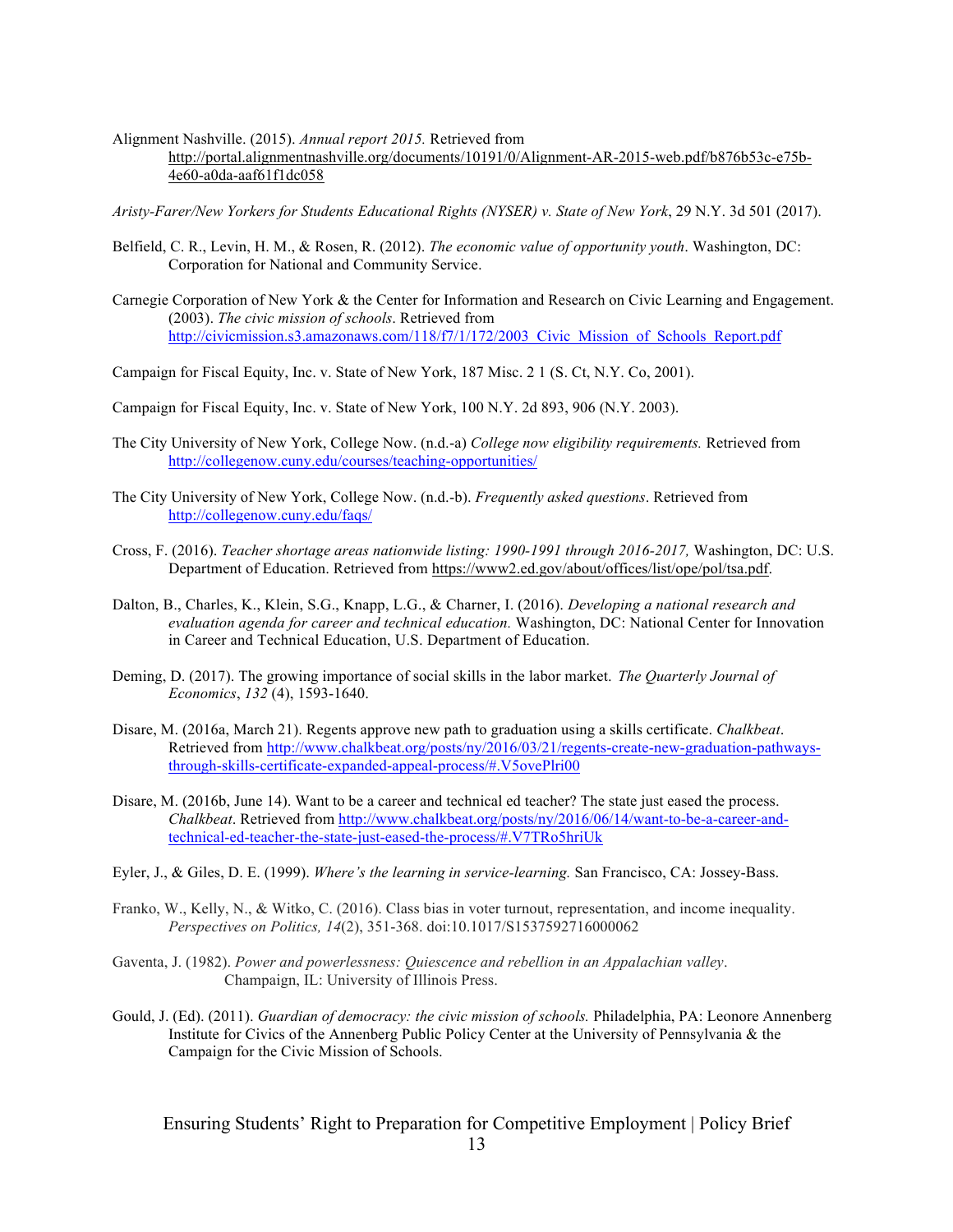Alignment Nashville. (2015). *Annual report 2015.* Retrieved from http://portal.alignmentnashville.org/documents/10191/0/Alignment-AR-2015-web.pdf/b876b53c-e75b-4e60-a0da-aaf61f1dc058

*Aristy-Farer/New Yorkers for Students Educational Rights (NYSER) v. State of New York*, 29 N.Y. 3d 501 (2017).

Belfield, C. R., Levin, H. M., & Rosen, R. (2012). *The economic value of opportunity youth*. Washington, DC: Corporation for National and Community Service.

Carnegie Corporation of New York & the Center for Information and Research on Civic Learning and Engagement. (2003). *The civic mission of schools*. Retrieved from http://civicmission.s3.amazonaws.com/118/f7/1/172/2003_Civic_Mission_of_Schools_Report.pdf

Campaign for Fiscal Equity, Inc. v. State of New York, 187 Misc. 2 1 (S. Ct, N.Y. Co, 2001).

Campaign for Fiscal Equity, Inc. v. State of New York, 100 N.Y. 2d 893, 906 (N.Y. 2003).

The City University of New York, College Now. (n.d.-a) *College now eligibility requirements.* Retrieved from http://collegenow.cuny.edu/courses/teaching-opportunities/

The City University of New York, College Now. (n.d.-b). *Frequently asked questions*. Retrieved from http://collegenow.cuny.edu/faqs/

Cross, F. (2016). *Teacher shortage areas nationwide listing: 1990-1991 through 2016-2017,* Washington, DC: U.S. Department of Education. Retrieved from https://www2.ed.gov/about/offices/list/ope/pol/tsa.pdf.

Dalton, B., Charles, K., Klein, S.G., Knapp, L.G., & Charner, I. (2016). *Developing a national research and evaluation agenda for career and technical education.* Washington, DC: National Center for Innovation in Career and Technical Education, U.S. Department of Education.

Deming, D. (2017). The growing importance of social skills in the labor market. *The Quarterly Journal of Economics*, *132* (4), 1593-1640.

Disare, M. (2016a, March 21). Regents approve new path to graduation using a skills certificate. *Chalkbeat*. Retrieved from http://www.chalkbeat.org/posts/ny/2016/03/21/regents-create-new-graduation-pathways-through-skills-certificate-expanded-appeal-process/#.V5ovePlri00

Disare, M. (2016b, June 14). Want to be a career and technical ed teacher? The state just eased the process. *Chalkbeat*. Retrieved from http://www.chalkbeat.org/posts/ny/2016/06/14/want-to-be-a-career-and-technical-ed-teacher-the-state-just-eased-the-process/#.V7TRo5hriUk

Eyler, J., & Giles, D. E. (1999). *Where's the learning in service-learning.* San Francisco, CA: Jossey-Bass.

Franko, W., Kelly, N., & Witko, C. (2016). Class bias in voter turnout, representation, and income inequality. *Perspectives on Politics, 14*(2), 351-368. doi:10.1017/S1537592716000062

Gaventa, J. (1982). *Power and powerlessness: Quiescence and rebellion in an Appalachian valley*. Champaign, IL: University of Illinois Press.

Gould, J. (Ed). (2011). *Guardian of democracy: the civic mission of schools.* Philadelphia, PA: Leonore Annenberg Institute for Civics of the Annenberg Public Policy Center at the University of Pennsylvania & the Campaign for the Civic Mission of Schools.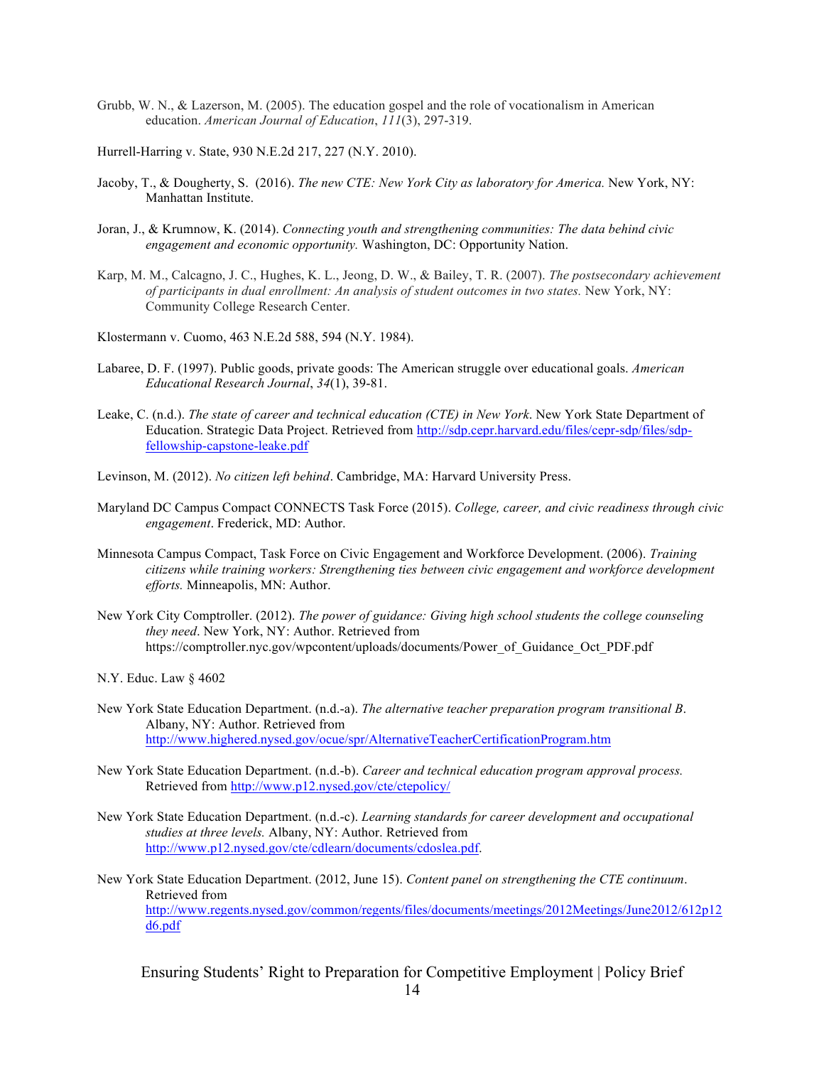Grubb, W. N., & Lazerson, M. (2005). The education gospel and the role of vocationalism in American education. *American Journal of Education*, *111*(3), 297-319.

Hurrell-Harring v. State, 930 N.E.2d 217, 227 (N.Y. 2010).

Jacoby, T., & Dougherty, S. (2016). *The new CTE: New York City as laboratory for America.* New York, NY: Manhattan Institute.

Joran, J., & Krumnow, K. (2014). *Connecting youth and strengthening communities: The data behind civic engagement and economic opportunity.* Washington, DC: Opportunity Nation.

Karp, M. M., Calcagno, J. C., Hughes, K. L., Jeong, D. W., & Bailey, T. R. (2007). *The postsecondary achievement of participants in dual enrollment: An analysis of student outcomes in two states.* New York, NY: Community College Research Center.

Klostermann v. Cuomo, 463 N.E.2d 588, 594 (N.Y. 1984).

Labaree, D. F. (1997). Public goods, private goods: The American struggle over educational goals. *American Educational Research Journal*, *34*(1), 39-81.

Leake, C. (n.d.). *The state of career and technical education (CTE) in New York*. New York State Department of Education. Strategic Data Project. Retrieved from http://sdp.cepr.harvard.edu/files/cepr-sdp/files/sdp-fellowship-capstone-leake.pdf

Levinson, M. (2012). *No citizen left behind*. Cambridge, MA: Harvard University Press.

Maryland DC Campus Compact CONNECTS Task Force (2015). *College, career, and civic readiness through civic engagement*. Frederick, MD: Author.

Minnesota Campus Compact, Task Force on Civic Engagement and Workforce Development. (2006). *Training citizens while training workers: Strengthening ties between civic engagement and workforce development efforts.* Minneapolis, MN: Author.

New York City Comptroller. (2012). *The power of guidance: Giving high school students the college counseling they need*. New York, NY: Author. Retrieved from https://comptroller.nyc.gov/wpcontent/uploads/documents/Power_of_Guidance_Oct_PDF.pdf

N.Y. Educ. Law § 4602

New York State Education Department. (n.d.-a). *The alternative teacher preparation program transitional B*. Albany, NY: Author. Retrieved from http://www.highered.nysed.gov/ocue/spr/AlternativeTeacherCertificationProgram.htm

New York State Education Department. (n.d.-b). *Career and technical education program approval process.* Retrieved from http://www.p12.nysed.gov/cte/ctepolicy/

New York State Education Department. (n.d.-c). *Learning standards for career development and occupational studies at three levels.* Albany, NY: Author. Retrieved from http://www.p12.nysed.gov/cte/cdlearn/documents/cdoslea.pdf.

New York State Education Department. (2012, June 15). *Content panel on strengthening the CTE continuum*. Retrieved from http://www.regents.nysed.gov/common/regents/files/documents/meetings/2012Meetings/June2012/612p12d6.pdf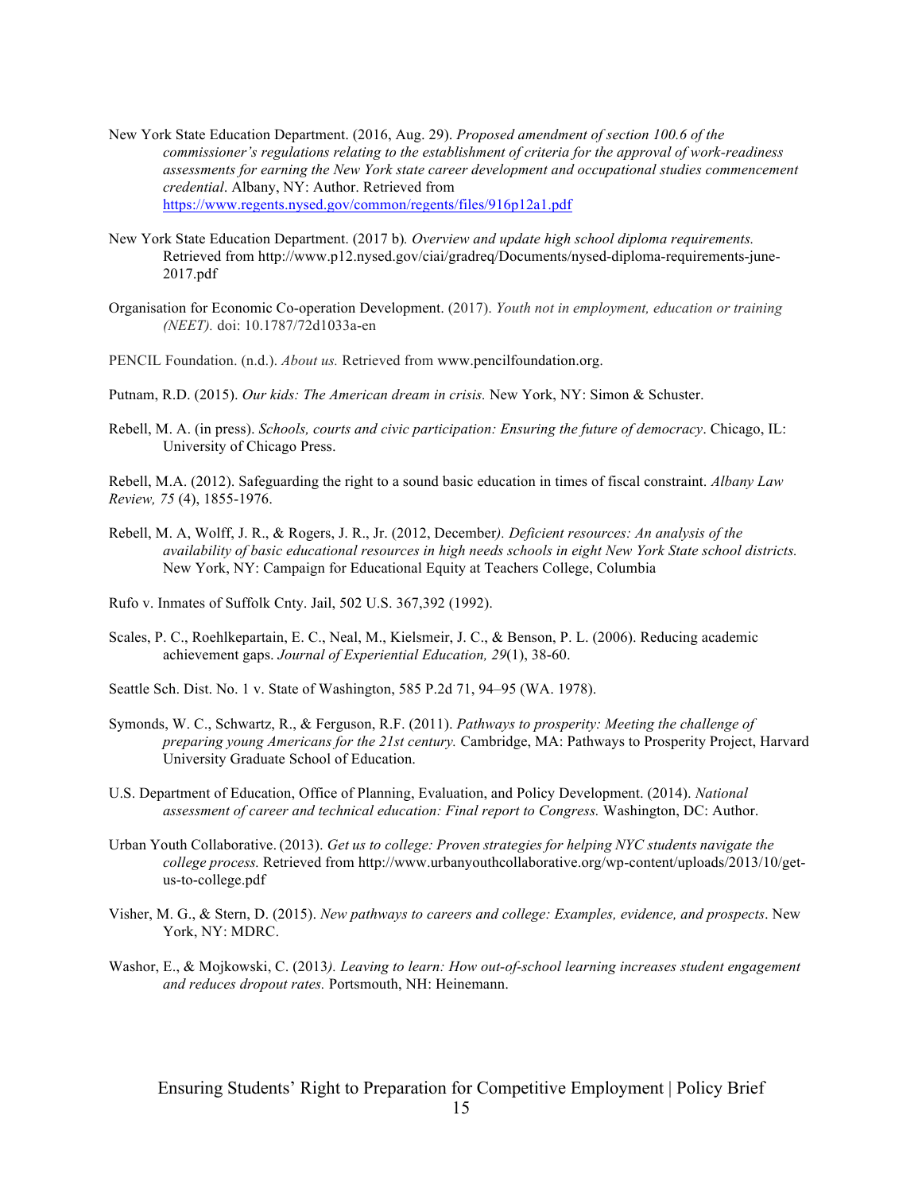New York State Education Department. (2016, Aug. 29). *Proposed amendment of section 100.6 of the commissioner's regulations relating to the establishment of criteria for the approval of work-readiness assessments for earning the New York state career development and occupational studies commencement credential*. Albany, NY: Author. Retrieved from https://www.regents.nysed.gov/common/regents/files/916p12a1.pdf

New York State Education Department. (2017 b)*. Overview and update high school diploma requirements.* Retrieved from http://www.p12.nysed.gov/ciai/gradreq/Documents/nysed-diploma-requirements-june-2017.pdf

Organisation for Economic Co-operation Development. (2017). *Youth not in employment, education or training (NEET).* doi: 10.1787/72d1033a-en

PENCIL Foundation. (n.d.). *About us.* Retrieved from www.pencilfoundation.org.

Putnam, R.D. (2015). *Our kids: The American dream in crisis.* New York, NY: Simon & Schuster.

Rebell, M. A. (in press). *Schools, courts and civic participation: Ensuring the future of democracy*. Chicago, IL: University of Chicago Press.

Rebell, M.A. (2012). Safeguarding the right to a sound basic education in times of fiscal constraint. *Albany Law Review, 75* (4), 1855-1976.

Rebell, M. A, Wolff, J. R., & Rogers, J. R., Jr. (2012, December*). Deficient resources: An analysis of the availability of basic educational resources in high needs schools in eight New York State school districts.* New York, NY: Campaign for Educational Equity at Teachers College, Columbia

Rufo v. Inmates of Suffolk Cnty. Jail, 502 U.S. 367,392 (1992).

Scales, P. C., Roehlkepartain, E. C., Neal, M., Kielsmeir, J. C., & Benson, P. L. (2006). Reducing academic achievement gaps. *Journal of Experiential Education, 29*(1), 38-60.

Seattle Sch. Dist. No. 1 v. State of Washington, 585 P.2d 71, 94–95 (WA. 1978).

Symonds, W. C., Schwartz, R., & Ferguson, R.F. (2011). *Pathways to prosperity: Meeting the challenge of preparing young Americans for the 21st century.* Cambridge, MA: Pathways to Prosperity Project, Harvard University Graduate School of Education.

U.S. Department of Education, Office of Planning, Evaluation, and Policy Development. (2014). *National assessment of career and technical education: Final report to Congress.* Washington, DC: Author.

Urban Youth Collaborative. (2013). *Get us to college: Proven strategies for helping NYC students navigate the college process.* Retrieved from http://www.urbanyouthcollaborative.org/wp-content/uploads/2013/10/get-us-to-college.pdf

Visher, M. G., & Stern, D. (2015). *New pathways to careers and college: Examples, evidence, and prospects*. New York, NY: MDRC.

Washor, E., & Mojkowski, C. (2013*). Leaving to learn: How out-of-school learning increases student engagement and reduces dropout rates.* Portsmouth, NH: Heinemann.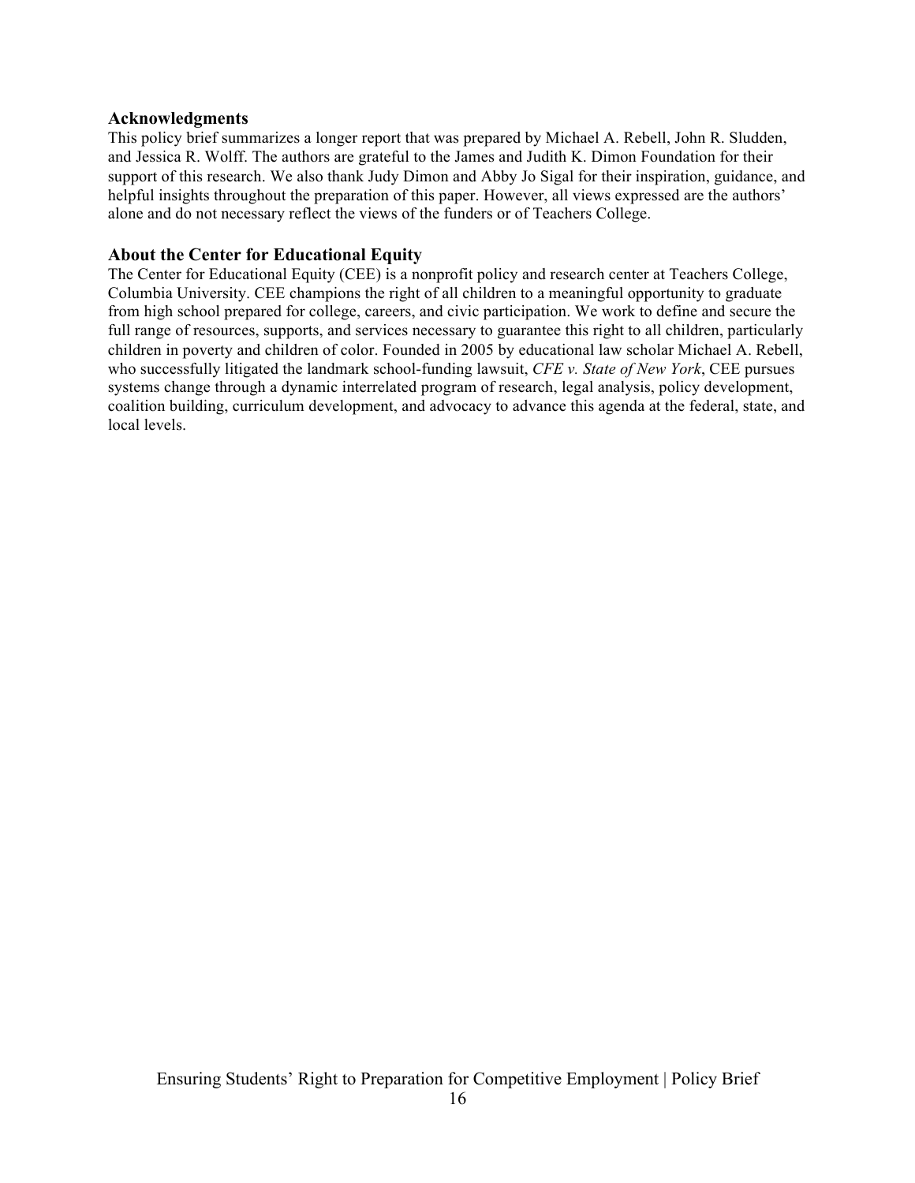## Acknowledgments

This policy brief summarizes a longer report that was prepared by Michael A. Rebell, John R. Sludden, and Jessica R. Wolff. The authors are grateful to the James and Judith K. Dimon Foundation for their support of this research. We also thank Judy Dimon and Abby Jo Sigal for their inspiration, guidance, and helpful insights throughout the preparation of this paper. However, all views expressed are the authors' alone and do not necessary reflect the views of the funders or of Teachers College.

## About the Center for Educational Equity

The Center for Educational Equity (CEE) is a nonprofit policy and research center at Teachers College, Columbia University. CEE champions the right of all children to a meaningful opportunity to graduate from high school prepared for college, careers, and civic participation. We work to define and secure the full range of resources, supports, and services necessary to guarantee this right to all children, particularly children in poverty and children of color. Founded in 2005 by educational law scholar Michael A. Rebell, who successfully litigated the landmark school-funding lawsuit, *CFE v. State of New York*, CEE pursues systems change through a dynamic interrelated program of research, legal analysis, policy development, coalition building, curriculum development, and advocacy to advance this agenda at the federal, state, and local levels.